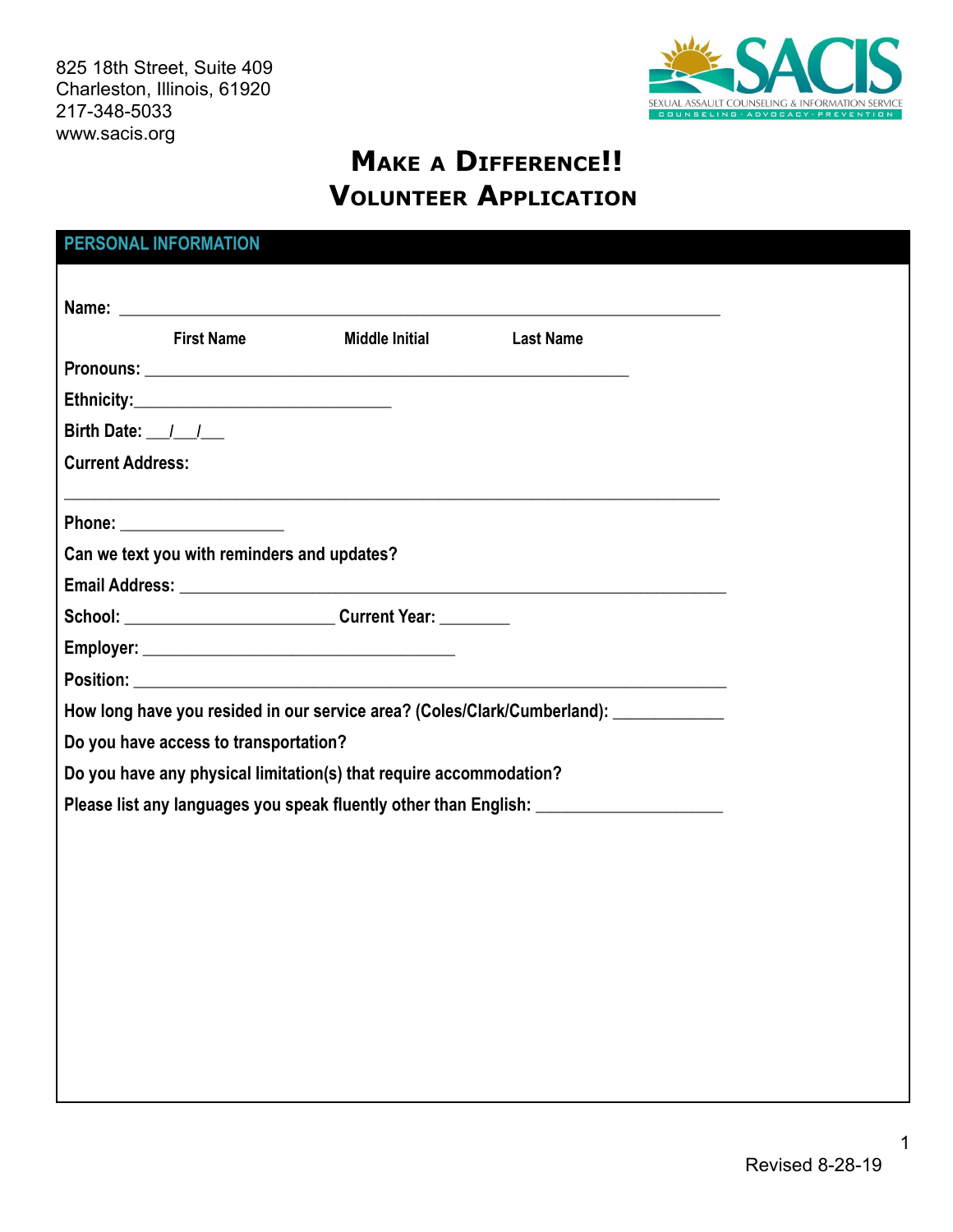825 18th Street, Suite 409
Charleston, Illinois, 61920
217-348-5033
www.sacis.org

SACIS
SEXUAL ASSAULT COUNSELING & INFORMATION SERVICE
COUNSELING · ADVOCACY · PREVENTION

# Make a Difference!!
# Volunteer Application

## PERSONAL INFORMATION

**Name:** ___________________________________________________________________

**First Name** **Middle Initial** **Last Name**

**Pronouns:** _______________________________________________________

**Ethnicity:**____________________________

**Birth Date:** ___/___/___

**Current Address:**

___________________________________________________________________________

**Phone:** __________________

**Can we text you with reminders and updates?**

**Email Address:** _____________________________________________________________

**School:** _______________________ **Current Year:** ________

**Employer:** __________________________________

**Position:** ___________________________________________________________________

**How long have you resided in our service area? (Coles/Clark/Cumberland):** ____________

**Do you have access to transportation?**

**Do you have any physical limitation(s) that require accommodation?**

**Please list any languages you speak fluently other than English:** ____________________

Revised 8-28-19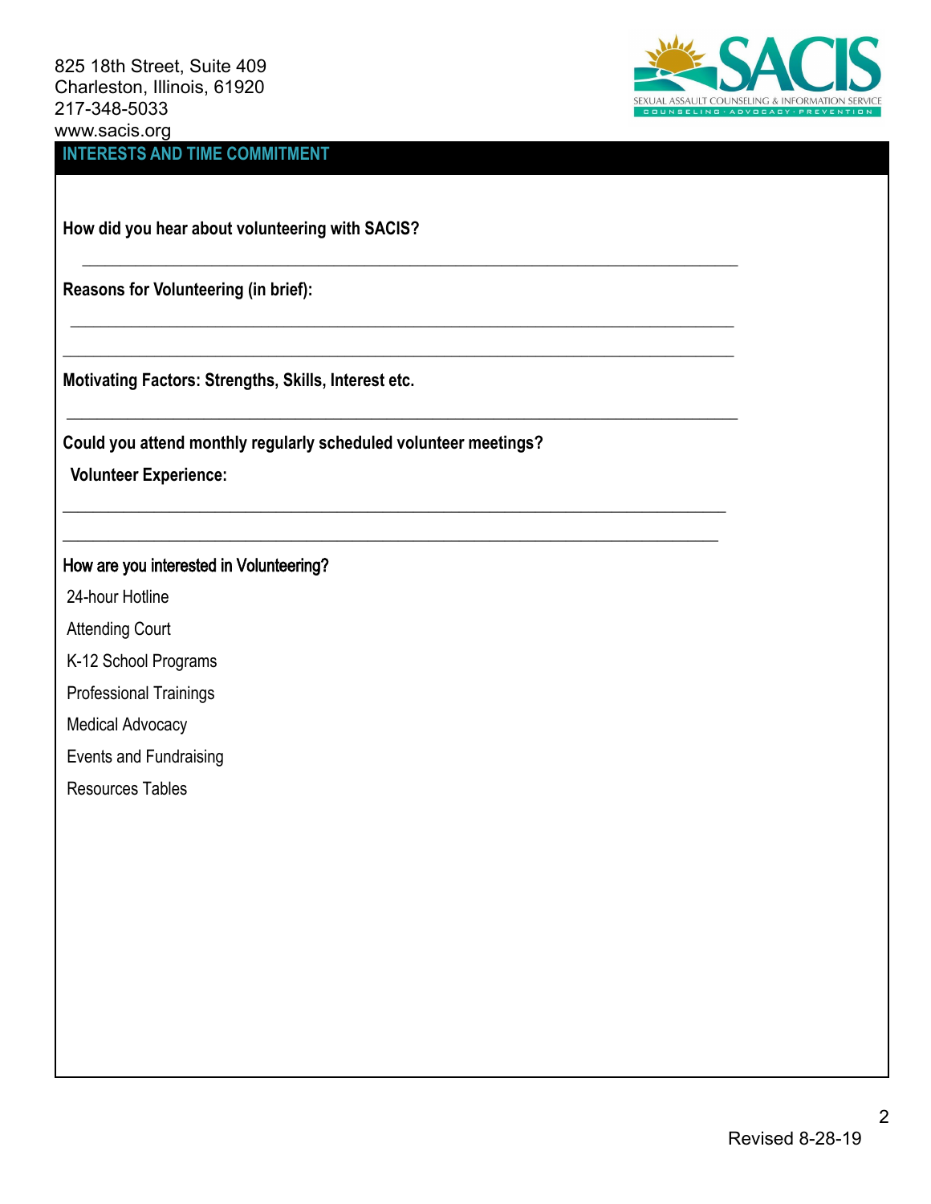825 18th Street, Suite 409
Charleston, Illinois, 61920
217-348-5033
www.sacis.org

SACIS
SEXUAL ASSAULT COUNSELING & INFORMATION SERVICE
COUNSELING · ADVOCACY · PREVENTION

## INTERESTS AND TIME COMMITMENT

**How did you hear about volunteering with SACIS?**

\_\_\_\_\_\_\_\_\_\_\_\_\_\_\_\_\_\_\_\_\_\_\_\_\_\_\_\_\_\_\_\_\_\_\_\_\_\_\_\_\_\_\_\_\_\_\_\_\_\_\_\_\_\_\_\_\_\_\_\_\_\_\_\_\_\_\_\_

**Reasons for Volunteering (in brief):**

\_\_\_\_\_\_\_\_\_\_\_\_\_\_\_\_\_\_\_\_\_\_\_\_\_\_\_\_\_\_\_\_\_\_\_\_\_\_\_\_\_\_\_\_\_\_\_\_\_\_\_\_\_\_\_\_\_\_\_\_\_\_\_\_\_\_\_\_

\_\_\_\_\_\_\_\_\_\_\_\_\_\_\_\_\_\_\_\_\_\_\_\_\_\_\_\_\_\_\_\_\_\_\_\_\_\_\_\_\_\_\_\_\_\_\_\_\_\_\_\_\_\_\_\_\_\_\_\_\_\_\_\_\_\_\_\_

**Motivating Factors: Strengths, Skills, Interest etc.**

\_\_\_\_\_\_\_\_\_\_\_\_\_\_\_\_\_\_\_\_\_\_\_\_\_\_\_\_\_\_\_\_\_\_\_\_\_\_\_\_\_\_\_\_\_\_\_\_\_\_\_\_\_\_\_\_\_\_\_\_\_\_\_\_\_\_\_\_

**Could you attend monthly regularly scheduled volunteer meetings?**

**Volunteer Experience:**

\_\_\_\_\_\_\_\_\_\_\_\_\_\_\_\_\_\_\_\_\_\_\_\_\_\_\_\_\_\_\_\_\_\_\_\_\_\_\_\_\_\_\_\_\_\_\_\_\_\_\_\_\_\_\_\_\_\_\_\_\_\_\_\_\_\_\_\_

\_\_\_\_\_\_\_\_\_\_\_\_\_\_\_\_\_\_\_\_\_\_\_\_\_\_\_\_\_\_\_\_\_\_\_\_\_\_\_\_\_\_\_\_\_\_\_\_\_\_\_\_\_\_\_\_\_\_\_\_\_\_\_\_\_\_\_\_

**How are you interested in Volunteering?**

24-hour Hotline

Attending Court

K-12 School Programs

Professional Trainings

Medical Advocacy

Events and Fundraising

Resources Tables

Revised 8-28-19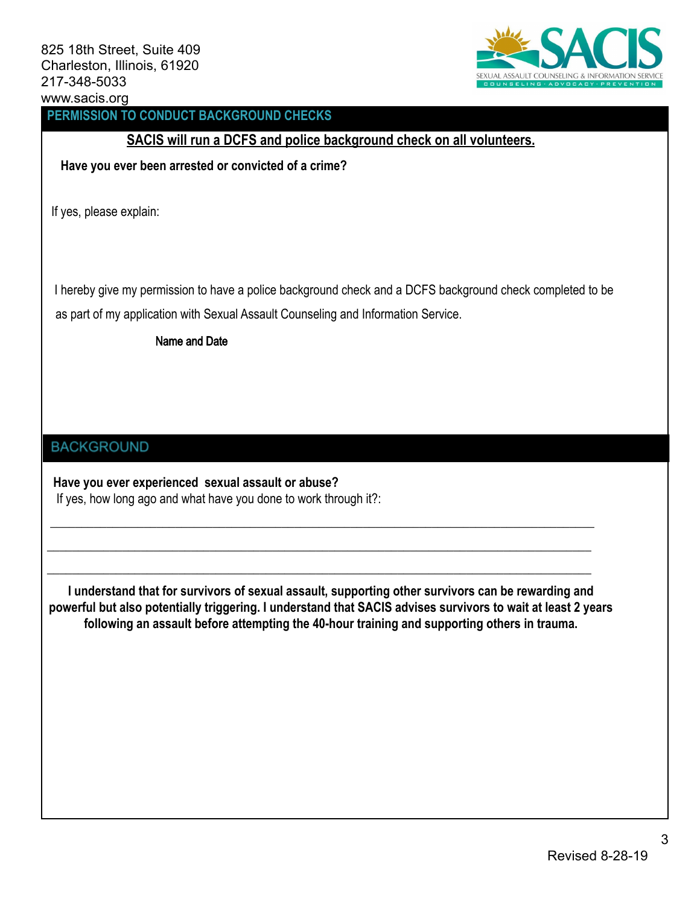825 18th Street, Suite 409
Charleston, Illinois, 61920
217-348-5033
www.sacis.org

SACIS
SEXUAL ASSAULT COUNSELING & INFORMATION SERVICE
COUNSELING · ADVOCACY · PREVENTION

## PERMISSION TO CONDUCT BACKGROUND CHECKS

**SACIS will run a DCFS and police background check on all volunteers.**

**Have you ever been arrested or convicted of a crime?**

If yes, please explain:

I hereby give my permission to have a police background check and a DCFS background check completed to be as part of my application with Sexual Assault Counseling and Information Service.

Name and Date

## BACKGROUND

**Have you ever experienced sexual assault or abuse?**
If yes, how long ago and what have you done to work through it?:

\_\_\_\_\_\_\_\_\_\_\_\_\_\_\_\_\_\_\_\_\_\_\_\_\_\_\_\_\_\_\_\_\_\_\_\_\_\_\_\_\_\_\_\_\_\_\_\_\_\_\_\_\_\_\_\_\_\_\_\_\_\_\_\_\_\_\_\_\_\_\_\_\_\_\_\_

\_\_\_\_\_\_\_\_\_\_\_\_\_\_\_\_\_\_\_\_\_\_\_\_\_\_\_\_\_\_\_\_\_\_\_\_\_\_\_\_\_\_\_\_\_\_\_\_\_\_\_\_\_\_\_\_\_\_\_\_\_\_\_\_\_\_\_\_\_\_\_\_\_\_\_\_

\_\_\_\_\_\_\_\_\_\_\_\_\_\_\_\_\_\_\_\_\_\_\_\_\_\_\_\_\_\_\_\_\_\_\_\_\_\_\_\_\_\_\_\_\_\_\_\_\_\_\_\_\_\_\_\_\_\_\_\_\_\_\_\_\_\_\_\_\_\_\_\_\_\_\_\_

**I understand that for survivors of sexual assault, supporting other survivors can be rewarding and powerful but also potentially triggering. I understand that SACIS advises survivors to wait at least 2 years following an assault before attempting the 40-hour training and supporting others in trauma.**

Revised 8-28-19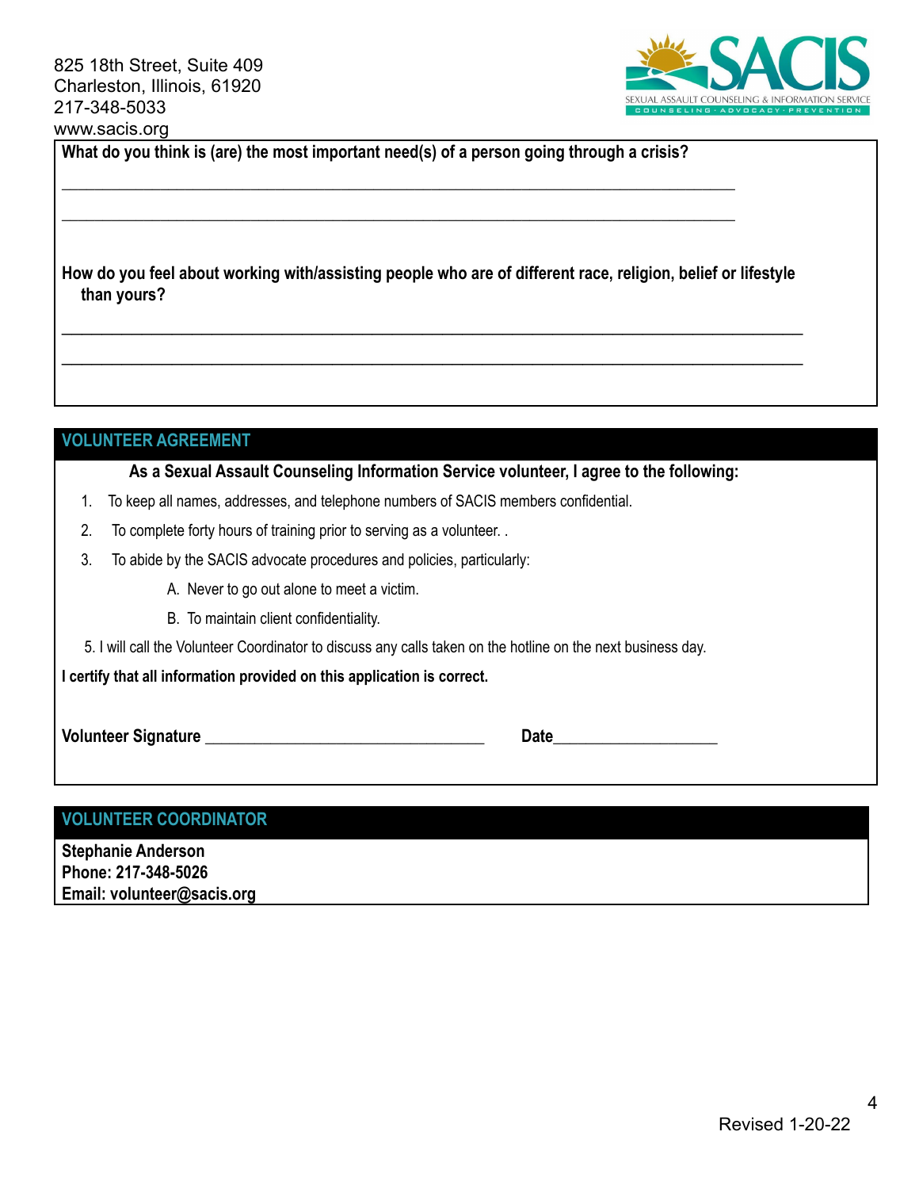825 18th Street, Suite 409
Charleston, Illinois, 61920
217-348-5033
www.sacis.org

**What do you think is (are) the most important need(s) of a person going through a crisis?**

\_\_\_\_\_\_\_\_\_\_\_\_\_\_\_\_\_\_\_\_\_\_\_\_\_\_\_\_\_\_\_\_\_\_\_\_\_\_\_\_\_\_\_\_\_\_\_\_\_\_\_\_\_\_\_\_\_\_\_\_\_\_\_\_\_\_\_\_\_\_\_\_\_\_\_\_\_\_\_\_

\_\_\_\_\_\_\_\_\_\_\_\_\_\_\_\_\_\_\_\_\_\_\_\_\_\_\_\_\_\_\_\_\_\_\_\_\_\_\_\_\_\_\_\_\_\_\_\_\_\_\_\_\_\_\_\_\_\_\_\_\_\_\_\_\_\_\_\_\_\_\_\_\_\_\_\_\_\_\_\_

**How do you feel about working with/assisting people who are of different race, religion, belief or lifestyle than yours?**

\_\_\_\_\_\_\_\_\_\_\_\_\_\_\_\_\_\_\_\_\_\_\_\_\_\_\_\_\_\_\_\_\_\_\_\_\_\_\_\_\_\_\_\_\_\_\_\_\_\_\_\_\_\_\_\_\_\_\_\_\_\_\_\_\_\_\_\_\_\_\_\_\_\_\_\_\_\_\_\_

\_\_\_\_\_\_\_\_\_\_\_\_\_\_\_\_\_\_\_\_\_\_\_\_\_\_\_\_\_\_\_\_\_\_\_\_\_\_\_\_\_\_\_\_\_\_\_\_\_\_\_\_\_\_\_\_\_\_\_\_\_\_\_\_\_\_\_\_\_\_\_\_\_\_\_\_\_\_\_\_

## VOLUNTEER AGREEMENT

**As a Sexual Assault Counseling Information Service volunteer, I agree to the following:**

1. To keep all names, addresses, and telephone numbers of SACIS members confidential.
2. To complete forty hours of training prior to serving as a volunteer. .
3. To abide by the SACIS advocate procedures and policies, particularly:
   - A. Never to go out alone to meet a victim.
   - B. To maintain client confidentiality.

5. I will call the Volunteer Coordinator to discuss any calls taken on the hotline on the next business day.

**I certify that all information provided on this application is correct.**

**Volunteer Signature** \_\_\_\_\_\_\_\_\_\_\_\_\_\_\_\_\_\_\_\_\_\_\_\_\_\_\_\_\_\_\_\_\_ **Date**\_\_\_\_\_\_\_\_\_\_\_\_\_\_\_\_\_\_\_

## VOLUNTEER COORDINATOR

**Stephanie Anderson**
**Phone: 217-348-5026**
**Email: volunteer@sacis.org**

Revised 1-20-22